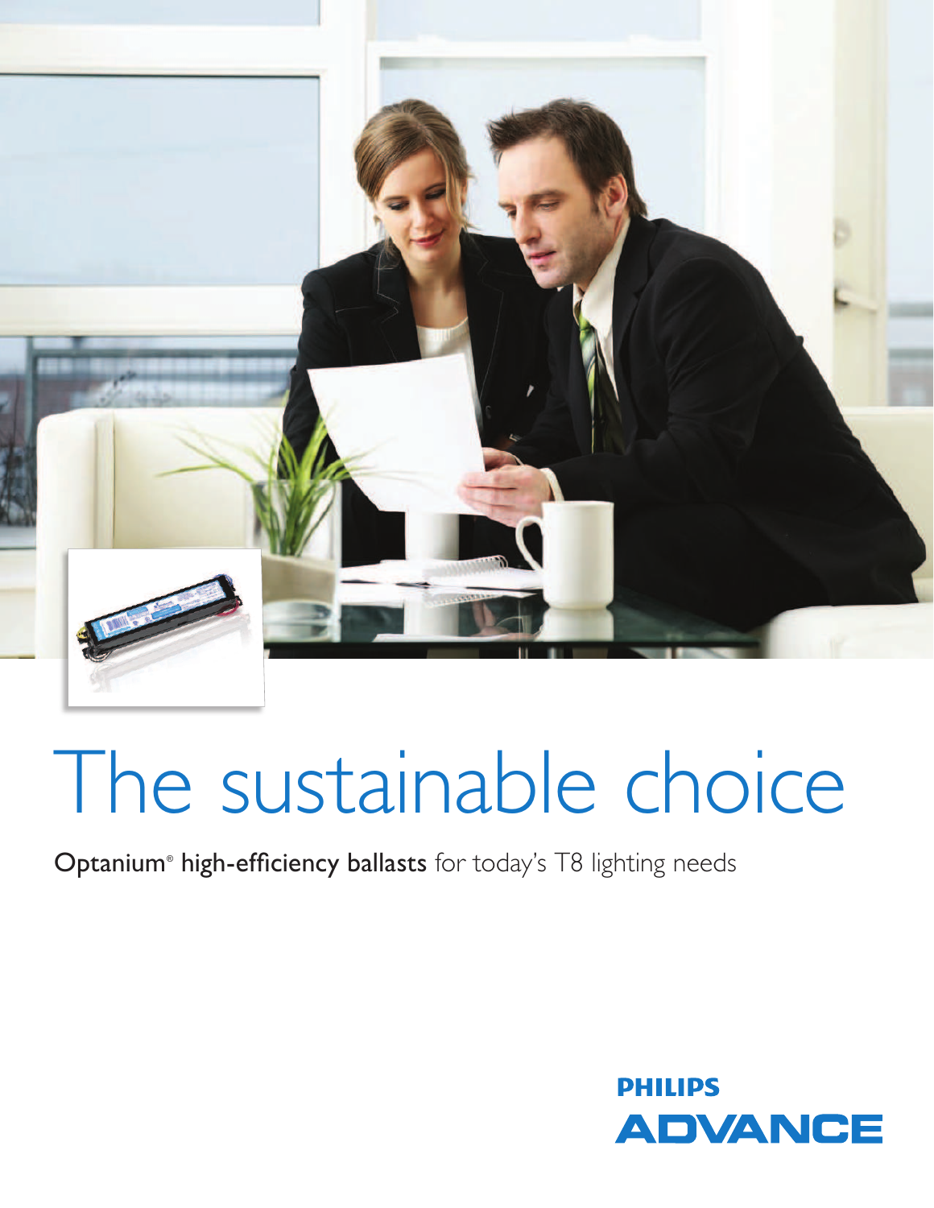# The sustainable choice

**Optanium® high-efficiency ballasts** for today's T8 lighting needs

PHILIPS
ADVANCE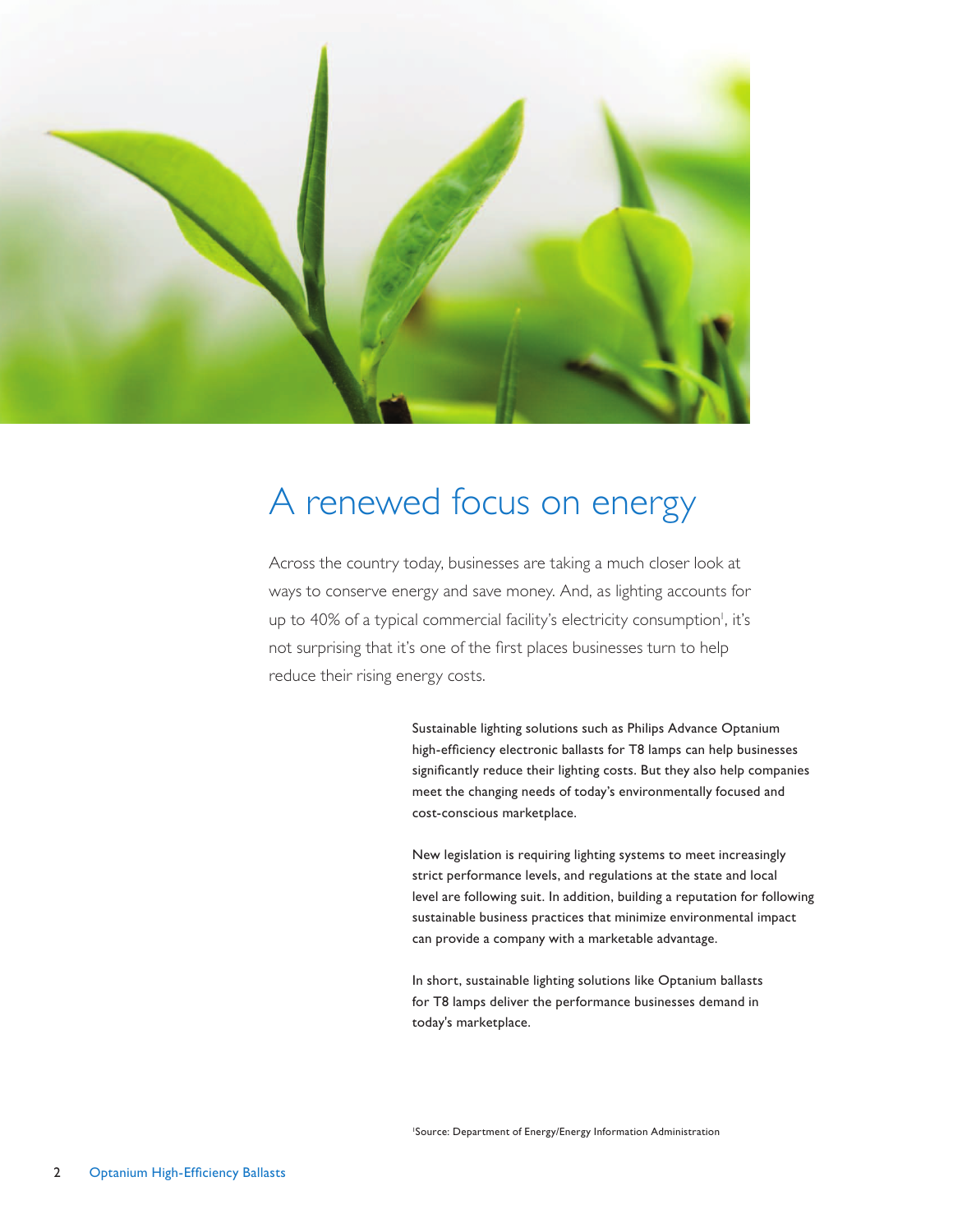# A renewed focus on energy

Across the country today, businesses are taking a much closer look at ways to conserve energy and save money. And, as lighting accounts for up to 40% of a typical commercial facility's electricity consumption[1], it's not surprising that it's one of the first places businesses turn to help reduce their rising energy costs.

Sustainable lighting solutions such as Philips Advance Optanium high-efficiency electronic ballasts for T8 lamps can help businesses significantly reduce their lighting costs. But they also help companies meet the changing needs of today's environmentally focused and cost-conscious marketplace.

New legislation is requiring lighting systems to meet increasingly strict performance levels, and regulations at the state and local level are following suit. In addition, building a reputation for following sustainable business practices that minimize environmental impact can provide a company with a marketable advantage.

In short, sustainable lighting solutions like Optanium ballasts for T8 lamps deliver the performance businesses demand in today's marketplace.

[1]Source: Department of Energy/Energy Information Administration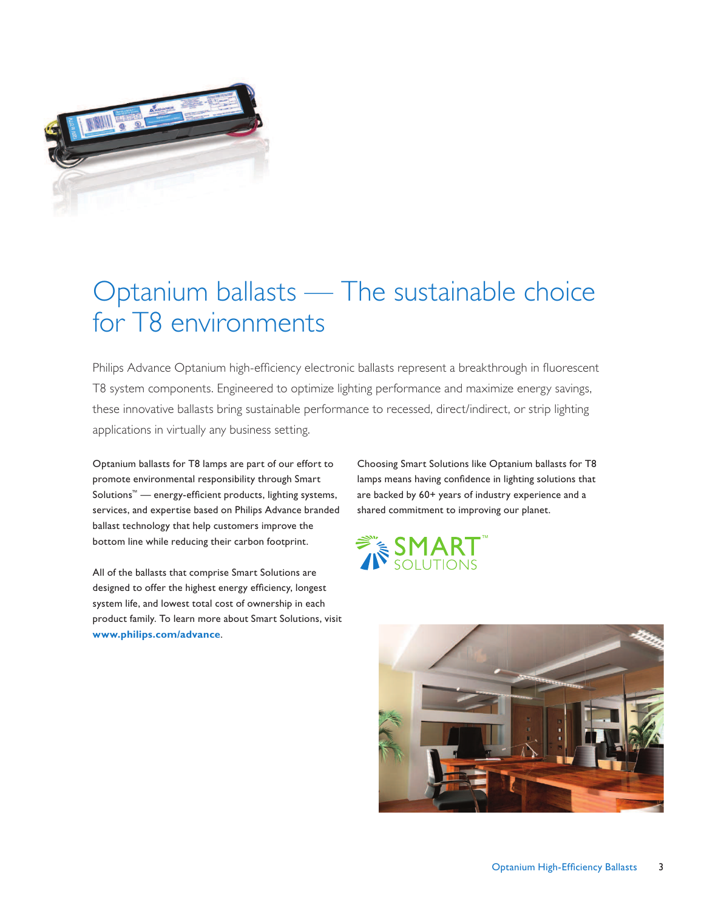# Optanium ballasts — The sustainable choice for T8 environments

Philips Advance Optanium high-efficiency electronic ballasts represent a breakthrough in fluorescent T8 system components. Engineered to optimize lighting performance and maximize energy savings, these innovative ballasts bring sustainable performance to recessed, direct/indirect, or strip lighting applications in virtually any business setting.

Optanium ballasts for T8 lamps are part of our effort to promote environmental responsibility through Smart Solutions™ — energy-efficient products, lighting systems, services, and expertise based on Philips Advance branded ballast technology that help customers improve the bottom line while reducing their carbon footprint.

All of the ballasts that comprise Smart Solutions are designed to offer the highest energy efficiency, longest system life, and lowest total cost of ownership in each product family. To learn more about Smart Solutions, visit **www.philips.com/advance**.

Choosing Smart Solutions like Optanium ballasts for T8 lamps means having confidence in lighting solutions that are backed by 60+ years of industry experience and a shared commitment to improving our planet.

SMART™ SOLUTIONS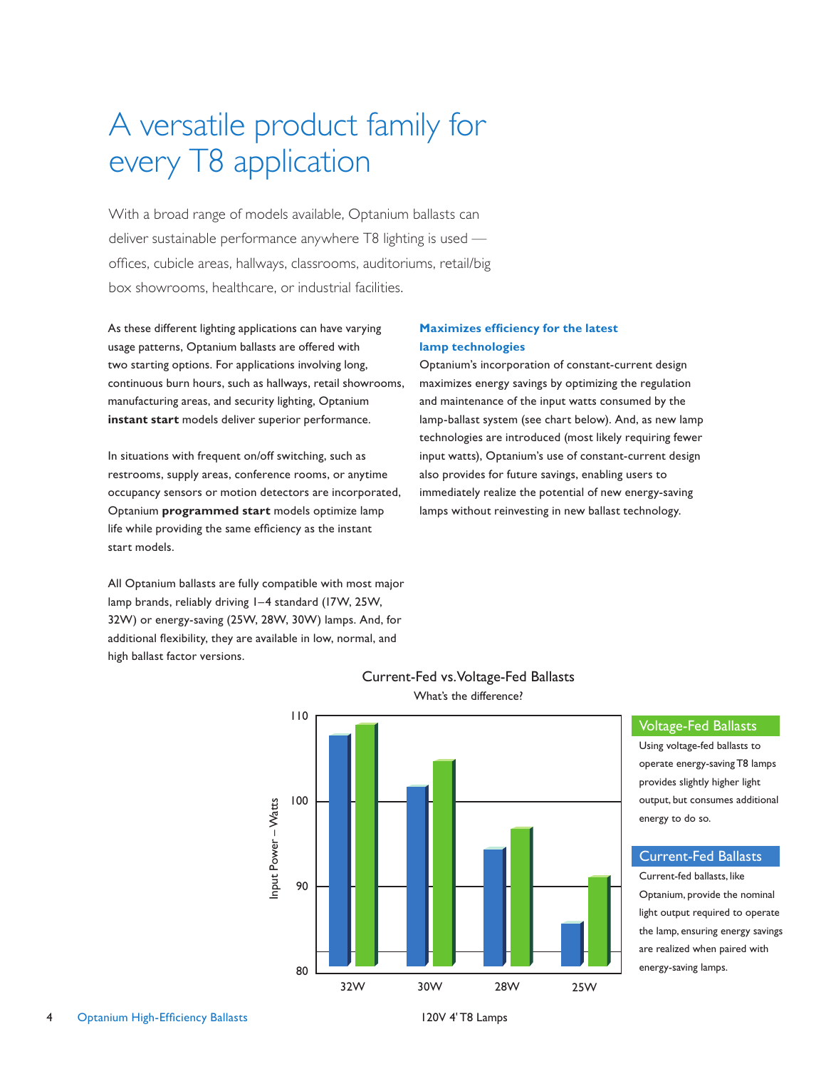# A versatile product family for every T8 application

With a broad range of models available, Optanium ballasts can deliver sustainable performance anywhere T8 lighting is used — offices, cubicle areas, hallways, classrooms, auditoriums, retail/big box showrooms, healthcare, or industrial facilities.

As these different lighting applications can have varying usage patterns, Optanium ballasts are offered with two starting options. For applications involving long, continuous burn hours, such as hallways, retail showrooms, manufacturing areas, and security lighting, Optanium **instant start** models deliver superior performance.

In situations with frequent on/off switching, such as restrooms, supply areas, conference rooms, or anytime occupancy sensors or motion detectors are incorporated, Optanium **programmed start** models optimize lamp life while providing the same efficiency as the instant start models.

All Optanium ballasts are fully compatible with most major lamp brands, reliably driving 1–4 standard (17W, 25W, 32W) or energy-saving (25W, 28W, 30W) lamps. And, for additional flexibility, they are available in low, normal, and high ballast factor versions.

## Maximizes efficiency for the latest lamp technologies

Optanium's incorporation of constant-current design maximizes energy savings by optimizing the regulation and maintenance of the input watts consumed by the lamp-ballast system (see chart below). And, as new lamp technologies are introduced (most likely requiring fewer input watts), Optanium's use of constant-current design also provides for future savings, enabling users to immediately realize the potential of new energy-saving lamps without reinvesting in new ballast technology.

**Current-Fed vs. Voltage-Fed Ballasts**

What's the difference?

| 120V 4' T8 Lamps | Current-Fed (Input Power – Watts) | Voltage-Fed (Input Power – Watts) |
|---|---|---|
| 32W | ~108 | ~109 |
| 30W | ~102 | ~105 |
| 28W | ~95 | ~97 |
| 25W | ~86 | ~91 |

### Voltage-Fed Ballasts

Using voltage-fed ballasts to operate energy-saving T8 lamps provides slightly higher light output, but consumes additional energy to do so.

### Current-Fed Ballasts

Current-fed ballasts, like Optanium, provide the nominal light output required to operate the lamp, ensuring energy savings are realized when paired with energy-saving lamps.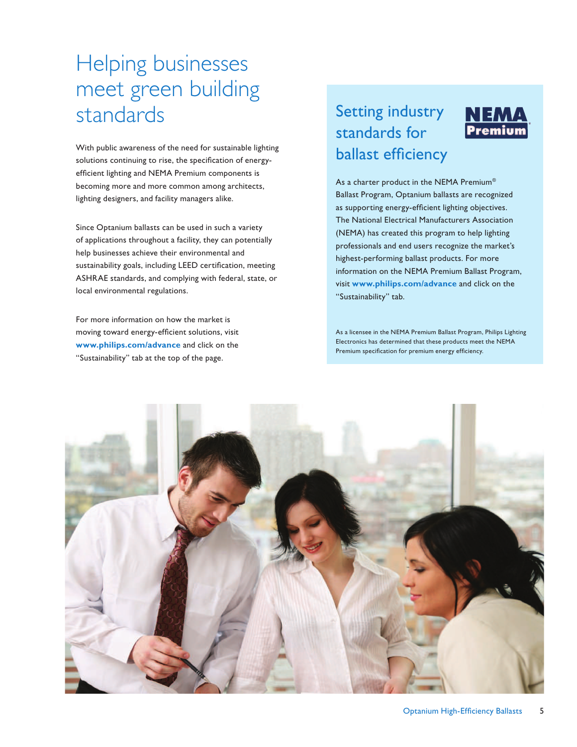# Helping businesses meet green building standards

With public awareness of the need for sustainable lighting solutions continuing to rise, the specification of energy-efficient lighting and NEMA Premium components is becoming more and more common among architects, lighting designers, and facility managers alike.

Since Optanium ballasts can be used in such a variety of applications throughout a facility, they can potentially help businesses achieve their environmental and sustainability goals, including LEED certification, meeting ASHRAE standards, and complying with federal, state, or local environmental regulations.

For more information on how the market is moving toward energy-efficient solutions, visit **www.philips.com/advance** and click on the "Sustainability" tab at the top of the page.

## Setting industry standards for ballast efficiency

As a charter product in the NEMA Premium® Ballast Program, Optanium ballasts are recognized as supporting energy-efficient lighting objectives. The National Electrical Manufacturers Association (NEMA) has created this program to help lighting professionals and end users recognize the market's highest-performing ballast products. For more information on the NEMA Premium Ballast Program, visit **www.philips.com/advance** and click on the "Sustainability" tab.

As a licensee in the NEMA Premium Ballast Program, Philips Lighting Electronics has determined that these products meet the NEMA Premium specification for premium energy efficiency.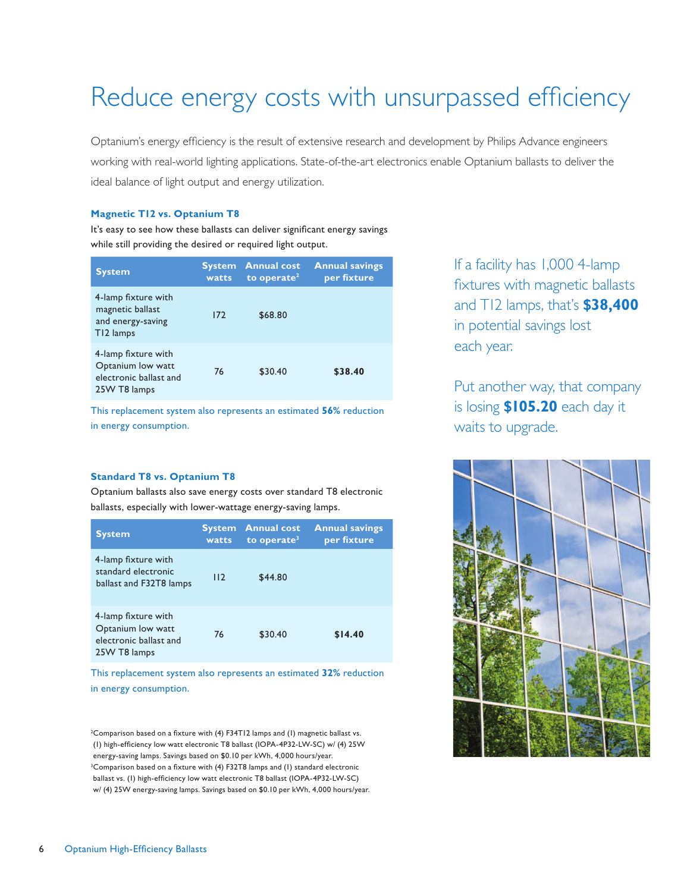# Reduce energy costs with unsurpassed efficiency

Optanium's energy efficiency is the result of extensive research and development by Philips Advance engineers working with real-world lighting applications. State-of-the-art electronics enable Optanium ballasts to deliver the ideal balance of light output and energy utilization.

### Magnetic T12 vs. Optanium T8

It's easy to see how these ballasts can deliver significant energy savings while still providing the desired or required light output.

| System | System watts | Annual cost to operate[2] | Annual savings per fixture |
|---|---|---|---|
| 4-lamp fixture with magnetic ballast and energy-saving T12 lamps | 172 | $68.80 | |
| 4-lamp fixture with Optanium low watt electronic ballast and 25W T8 lamps | 76 | $30.40 | **$38.40** |

This replacement system also represents an estimated **56%** reduction in energy consumption.

If a facility has 1,000 4-lamp fixtures with magnetic ballasts and T12 lamps, that's **$38,400** in potential savings lost each year.

Put another way, that company is losing **$105.20** each day it waits to upgrade.

### Standard T8 vs. Optanium T8

Optanium ballasts also save energy costs over standard T8 electronic ballasts, especially with lower-wattage energy-saving lamps.

| System | System watts | Annual cost to operate[3] | Annual savings per fixture |
|---|---|---|---|
| 4-lamp fixture with standard electronic ballast and F32T8 lamps | 112 | $44.80 | |
| 4-lamp fixture with Optanium low watt electronic ballast and 25W T8 lamps | 76 | $30.40 | **$14.40** |

This replacement system also represents an estimated **32%** reduction in energy consumption.

[2]Comparison based on a fixture with (4) F34T12 lamps and (1) magnetic ballast vs. (1) high-efficiency low watt electronic T8 ballast (IOPA-4P32-LW-SC) w/ (4) 25W energy-saving lamps. Savings based on $0.10 per kWh, 4,000 hours/year.

[3]Comparison based on a fixture with (4) F32T8 lamps and (1) standard electronic ballast vs. (1) high-efficiency low watt electronic T8 ballast (IOPA-4P32-LW-SC) w/ (4) 25W energy-saving lamps. Savings based on $0.10 per kWh, 4,000 hours/year.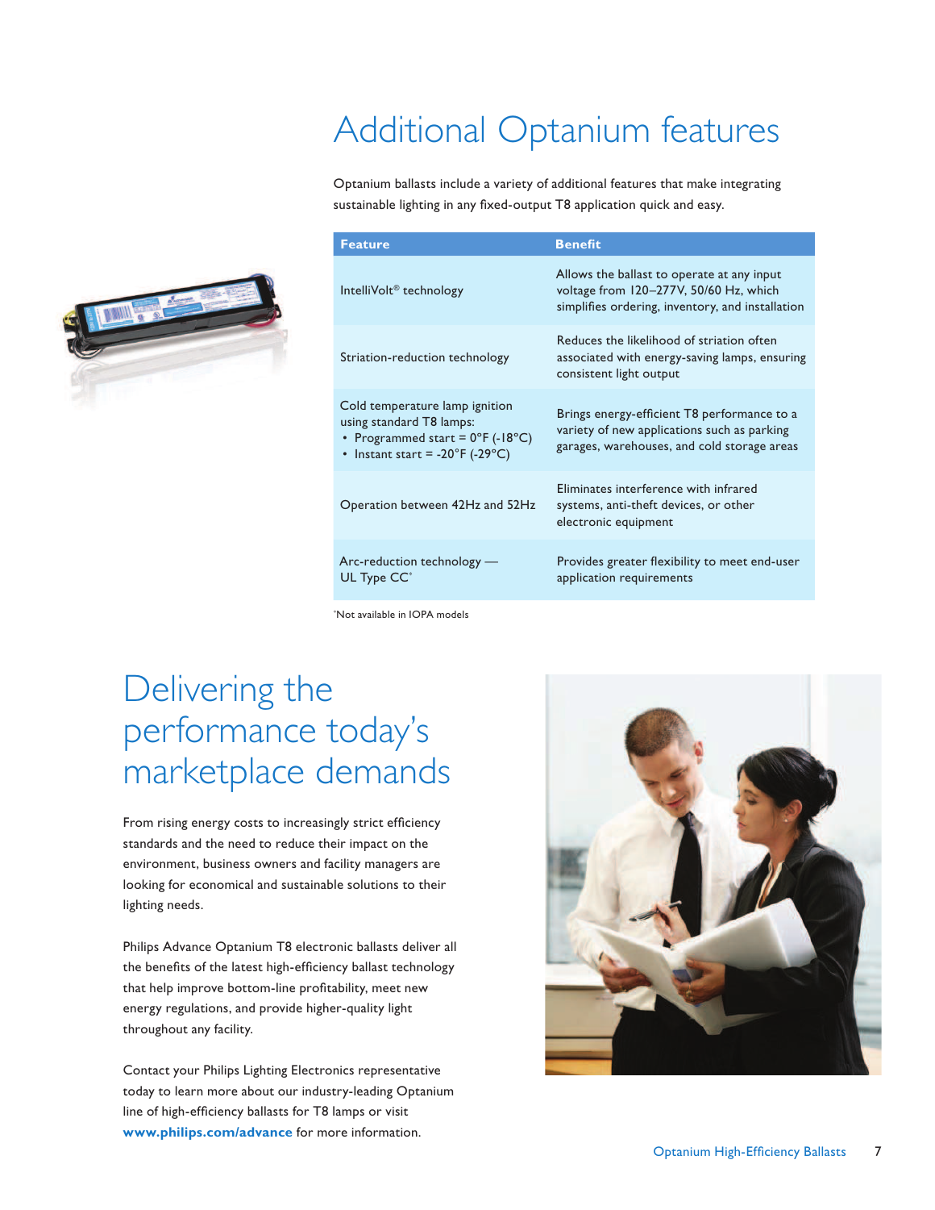# Additional Optanium features

Optanium ballasts include a variety of additional features that make integrating sustainable lighting in any fixed-output T8 application quick and easy.

| Feature | Benefit |
|---|---|
| IntelliVolt® technology | Allows the ballast to operate at any input voltage from 120–277V, 50/60 Hz, which simplifies ordering, inventory, and installation |
| Striation-reduction technology | Reduces the likelihood of striation often associated with energy-saving lamps, ensuring consistent light output |
| Cold temperature lamp ignition using standard T8 lamps:<br>• Programmed start = 0°F (-18°C)<br>• Instant start = -20°F (-29°C) | Brings energy-efficient T8 performance to a variety of new applications such as parking garages, warehouses, and cold storage areas |
| Operation between 42Hz and 52Hz | Eliminates interference with infrared systems, anti-theft devices, or other electronic equipment |
| Arc-reduction technology — UL Type CC* | Provides greater flexibility to meet end-user application requirements |

*Not available in IOPA models

# Delivering the performance today's marketplace demands

From rising energy costs to increasingly strict efficiency standards and the need to reduce their impact on the environment, business owners and facility managers are looking for economical and sustainable solutions to their lighting needs.

Philips Advance Optanium T8 electronic ballasts deliver all the benefits of the latest high-efficiency ballast technology that help improve bottom-line profitability, meet new energy regulations, and provide higher-quality light throughout any facility.

Contact your Philips Lighting Electronics representative today to learn more about our industry-leading Optanium line of high-efficiency ballasts for T8 lamps or visit **www.philips.com/advance** for more information.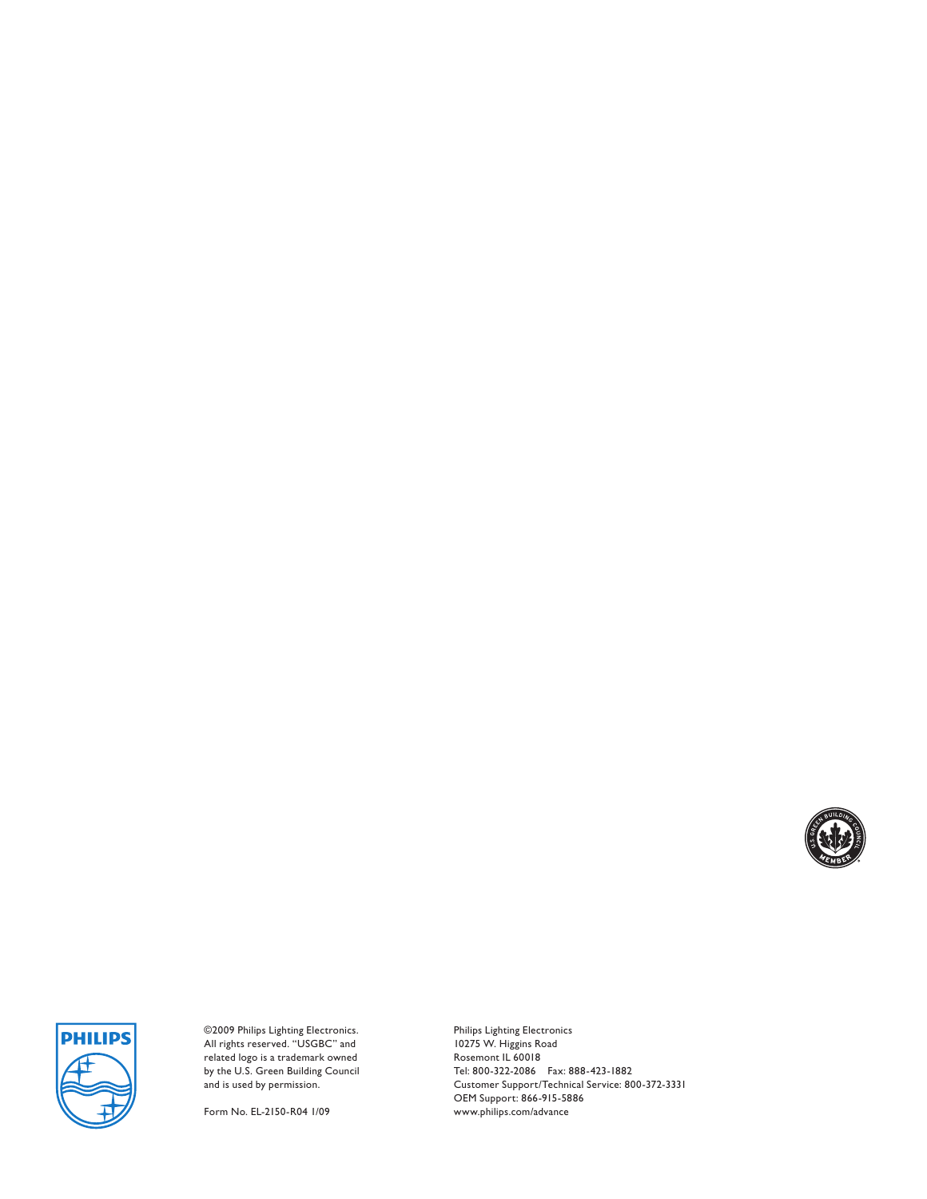©2009 Philips Lighting Electronics.
All rights reserved. "USGBC" and related logo is a trademark owned by the U.S. Green Building Council and is used by permission.

Form No. EL-2150-R04 1/09

Philips Lighting Electronics
10275 W. Higgins Road
Rosemont IL 60018
Tel: 800-322-2086 Fax: 888-423-1882
Customer Support/Technical Service: 800-372-3331
OEM Support: 866-915-5886
www.philips.com/advance